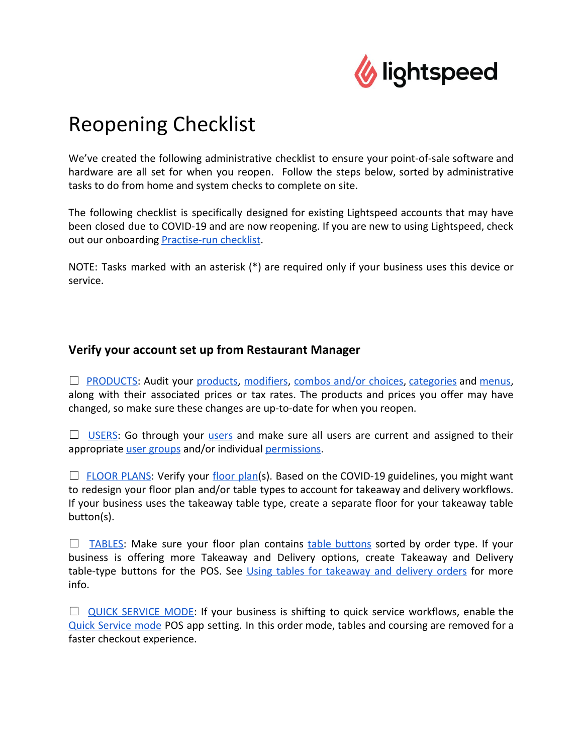lightspeed

# Reopening Checklist

We've created the following administrative checklist to ensure your point-of-sale software and hardware are all set for when you reopen. Follow the steps below, sorted by administrative tasks to do from home and system checks to complete on site.

The following checklist is specifically designed for existing Lightspeed accounts that may have been closed due to COVID-19 and are now reopening. If you are new to using Lightspeed, check out our onboarding Practise-run checklist.

NOTE: Tasks marked with an asterisk (*) are required only if your business uses this device or service.

### Verify your account set up from Restaurant Manager

☐ PRODUCTS: Audit your products, modifiers, combos and/or choices, categories and menus, along with their associated prices or tax rates. The products and prices you offer may have changed, so make sure these changes are up-to-date for when you reopen.

☐ USERS: Go through your users and make sure all users are current and assigned to their appropriate user groups and/or individual permissions.

☐ FLOOR PLANS: Verify your floor plan(s). Based on the COVID-19 guidelines, you might want to redesign your floor plan and/or table types to account for takeaway and delivery workflows. If your business uses the takeaway table type, create a separate floor for your takeaway table button(s).

☐ TABLES: Make sure your floor plan contains table buttons sorted by order type. If your business is offering more Takeaway and Delivery options, create Takeaway and Delivery table-type buttons for the POS. See Using tables for takeaway and delivery orders for more info.

☐ QUICK SERVICE MODE: If your business is shifting to quick service workflows, enable the Quick Service mode POS app setting. In this order mode, tables and coursing are removed for a faster checkout experience.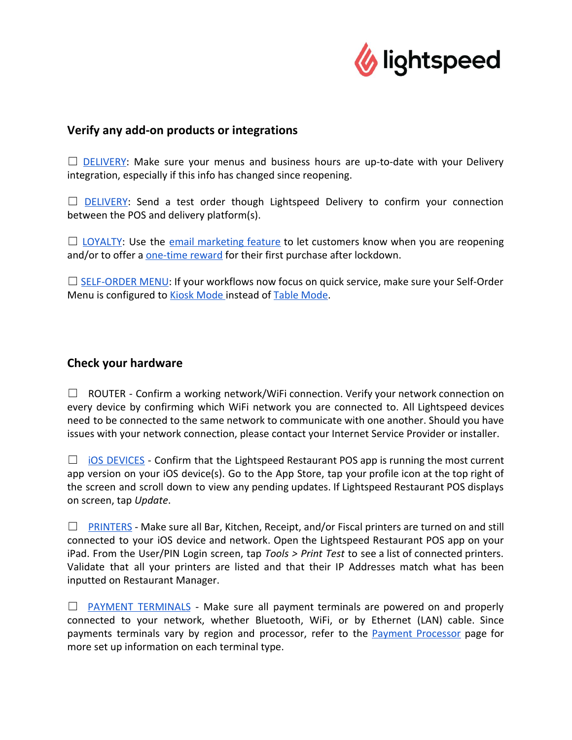## Verify any add-on products or integrations

☐ DELIVERY: Make sure your menus and business hours are up-to-date with your Delivery integration, especially if this info has changed since reopening.

☐ DELIVERY: Send a test order though Lightspeed Delivery to confirm your connection between the POS and delivery platform(s).

☐ LOYALTY: Use the email marketing feature to let customers know when you are reopening and/or to offer a one-time reward for their first purchase after lockdown.

☐ SELF-ORDER MENU: If your workflows now focus on quick service, make sure your Self-Order Menu is configured to Kiosk Mode instead of Table Mode.

## Check your hardware

☐ ROUTER - Confirm a working network/WiFi connection. Verify your network connection on every device by confirming which WiFi network you are connected to. All Lightspeed devices need to be connected to the same network to communicate with one another. Should you have issues with your network connection, please contact your Internet Service Provider or installer.

☐ iOS DEVICES - Confirm that the Lightspeed Restaurant POS app is running the most current app version on your iOS device(s). Go to the App Store, tap your profile icon at the top right of the screen and scroll down to view any pending updates. If Lightspeed Restaurant POS displays on screen, tap *Update*.

☐ PRINTERS - Make sure all Bar, Kitchen, Receipt, and/or Fiscal printers are turned on and still connected to your iOS device and network. Open the Lightspeed Restaurant POS app on your iPad. From the User/PIN Login screen, tap *Tools > Print Test* to see a list of connected printers. Validate that all your printers are listed and that their IP Addresses match what has been inputted on Restaurant Manager.

☐ PAYMENT TERMINALS - Make sure all payment terminals are powered on and properly connected to your network, whether Bluetooth, WiFi, or by Ethernet (LAN) cable. Since payments terminals vary by region and processor, refer to the Payment Processor page for more set up information on each terminal type.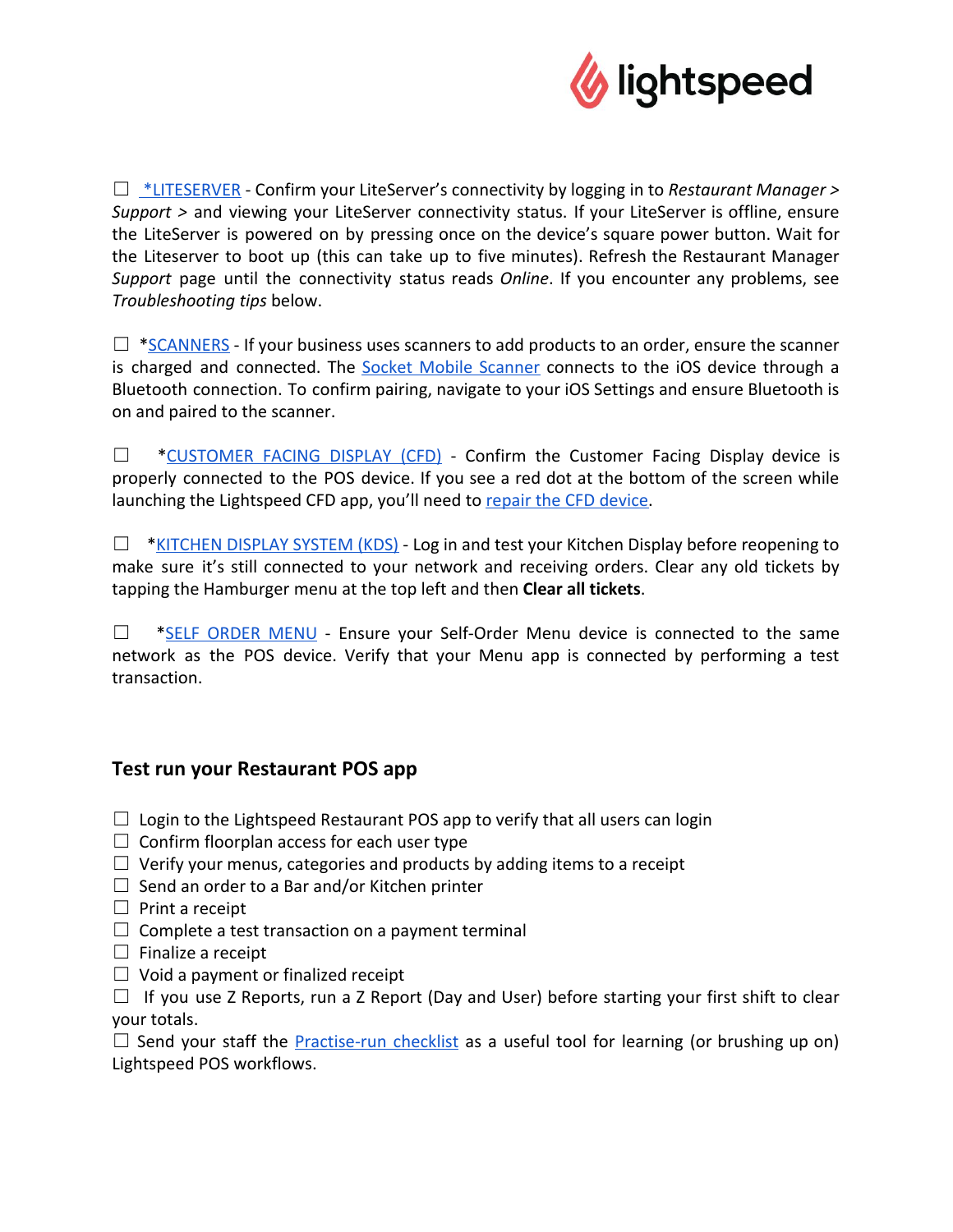☐ [*LITESERVER] - Confirm your LiteServer's connectivity by logging in to *Restaurant Manager* > *Support* > and viewing your LiteServer connectivity status. If your LiteServer is offline, ensure the LiteServer is powered on by pressing once on the device's square power button. Wait for the Liteserver to boot up (this can take up to five minutes). Refresh the Restaurant Manager *Support* page until the connectivity status reads *Online*. If you encounter any problems, see *Troubleshooting tips* below.

☐ *SCANNERS - If your business uses scanners to add products to an order, ensure the scanner is charged and connected. The Socket Mobile Scanner connects to the iOS device through a Bluetooth connection. To confirm pairing, navigate to your iOS Settings and ensure Bluetooth is on and paired to the scanner.

☐ *CUSTOMER FACING DISPLAY (CFD) - Confirm the Customer Facing Display device is properly connected to the POS device. If you see a red dot at the bottom of the screen while launching the Lightspeed CFD app, you'll need to repair the CFD device.

☐ *KITCHEN DISPLAY SYSTEM (KDS) - Log in and test your Kitchen Display before reopening to make sure it's still connected to your network and receiving orders. Clear any old tickets by tapping the Hamburger menu at the top left and then **Clear all tickets**.

☐ *SELF ORDER MENU - Ensure your Self-Order Menu device is connected to the same network as the POS device. Verify that your Menu app is connected by performing a test transaction.

## Test run your Restaurant POS app

☐ Login to the Lightspeed Restaurant POS app to verify that all users can login
☐ Confirm floorplan access for each user type
☐ Verify your menus, categories and products by adding items to a receipt
☐ Send an order to a Bar and/or Kitchen printer
☐ Print a receipt
☐ Complete a test transaction on a payment terminal
☐ Finalize a receipt
☐ Void a payment or finalized receipt
☐ If you use Z Reports, run a Z Report (Day and User) before starting your first shift to clear your totals.
☐ Send your staff the Practise-run checklist as a useful tool for learning (or brushing up on) Lightspeed POS workflows.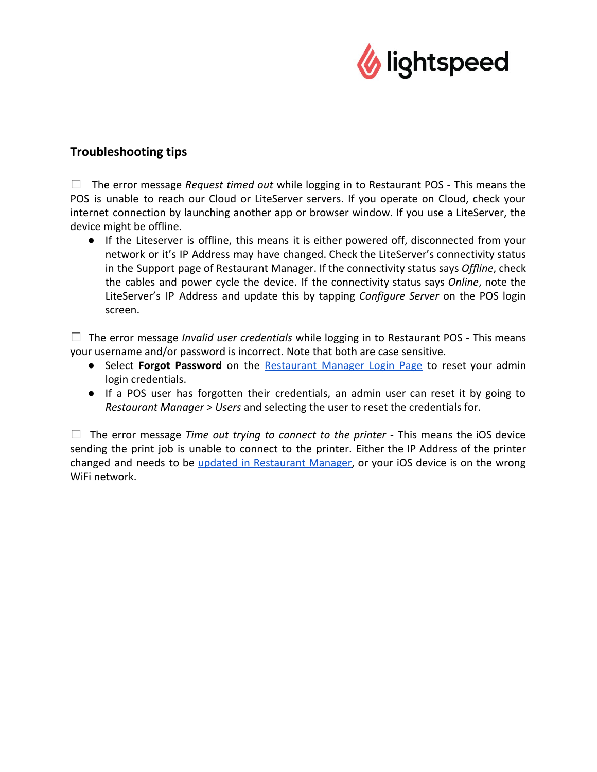## Troubleshooting tips

☐ The error message *Request timed out* while logging in to Restaurant POS - This means the POS is unable to reach our Cloud or LiteServer servers. If you operate on Cloud, check your internet connection by launching another app or browser window. If you use a LiteServer, the device might be offline.

- If the Liteserver is offline, this means it is either powered off, disconnected from your network or it's IP Address may have changed. Check the LiteServer's connectivity status in the Support page of Restaurant Manager. If the connectivity status says *Offline*, check the cables and power cycle the device. If the connectivity status says *Online*, note the LiteServer's IP Address and update this by tapping *Configure Server* on the POS login screen.

☐ The error message *Invalid user credentials* while logging in to Restaurant POS - This means your username and/or password is incorrect. Note that both are case sensitive.

- Select **Forgot Password** on the Restaurant Manager Login Page to reset your admin login credentials.
- If a POS user has forgotten their credentials, an admin user can reset it by going to *Restaurant Manager > Users* and selecting the user to reset the credentials for.

☐ The error message *Time out trying to connect to the printer* - This means the iOS device sending the print job is unable to connect to the printer. Either the IP Address of the printer changed and needs to be updated in Restaurant Manager, or your iOS device is on the wrong WiFi network.